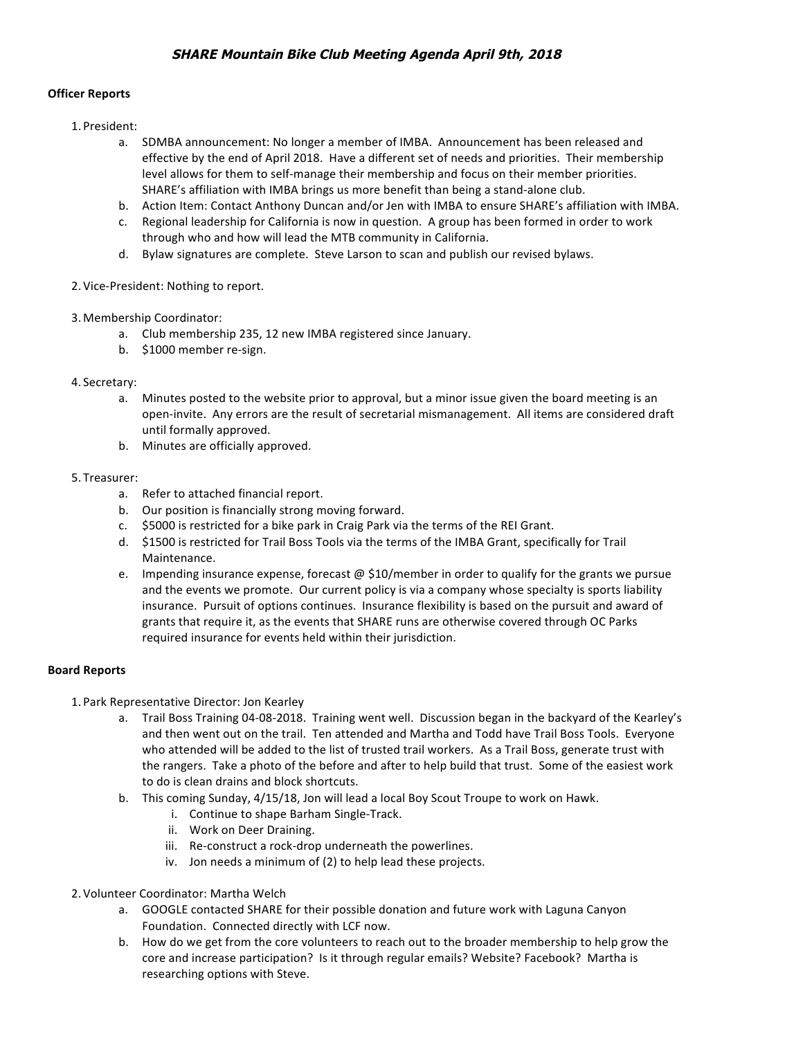# *SHARE Mountain Bike Club Meeting Agenda April 9th, 2018*

**Officer Reports**

1. President:
   a. SDMBA announcement: No longer a member of IMBA. Announcement has been released and effective by the end of April 2018. Have a different set of needs and priorities. Their membership level allows for them to self-manage their membership and focus on their member priorities. SHARE's affiliation with IMBA brings us more benefit than being a stand-alone club.
   b. Action Item: Contact Anthony Duncan and/or Jen with IMBA to ensure SHARE's affiliation with IMBA.
   c. Regional leadership for California is now in question. A group has been formed in order to work through who and how will lead the MTB community in California.
   d. Bylaw signatures are complete. Steve Larson to scan and publish our revised bylaws.

2. Vice-President: Nothing to report.

3. Membership Coordinator:
   a. Club membership 235, 12 new IMBA registered since January.
   b. $1000 member re-sign.

4. Secretary:
   a. Minutes posted to the website prior to approval, but a minor issue given the board meeting is an open-invite. Any errors are the result of secretarial mismanagement. All items are considered draft until formally approved.
   b. Minutes are officially approved.

5. Treasurer:
   a. Refer to attached financial report.
   b. Our position is financially strong moving forward.
   c. $5000 is restricted for a bike park in Craig Park via the terms of the REI Grant.
   d. $1500 is restricted for Trail Boss Tools via the terms of the IMBA Grant, specifically for Trail Maintenance.
   e. Impending insurance expense, forecast @ $10/member in order to qualify for the grants we pursue and the events we promote. Our current policy is via a company whose specialty is sports liability insurance. Pursuit of options continues. Insurance flexibility is based on the pursuit and award of grants that require it, as the events that SHARE runs are otherwise covered through OC Parks required insurance for events held within their jurisdiction.

**Board Reports**

1. Park Representative Director: Jon Kearley
   a. Trail Boss Training 04-08-2018. Training went well. Discussion began in the backyard of the Kearley's and then went out on the trail. Ten attended and Martha and Todd have Trail Boss Tools. Everyone who attended will be added to the list of trusted trail workers. As a Trail Boss, generate trust with the rangers. Take a photo of the before and after to help build that trust. Some of the easiest work to do is clean drains and block shortcuts.
   b. This coming Sunday, 4/15/18, Jon will lead a local Boy Scout Troupe to work on Hawk.
      i. Continue to shape Barham Single-Track.
      ii. Work on Deer Draining.
      iii. Re-construct a rock-drop underneath the powerlines.
      iv. Jon needs a minimum of (2) to help lead these projects.

2. Volunteer Coordinator: Martha Welch
   a. GOOGLE contacted SHARE for their possible donation and future work with Laguna Canyon Foundation. Connected directly with LCF now.
   b. How do we get from the core volunteers to reach out to the broader membership to help grow the core and increase participation? Is it through regular emails? Website? Facebook? Martha is researching options with Steve.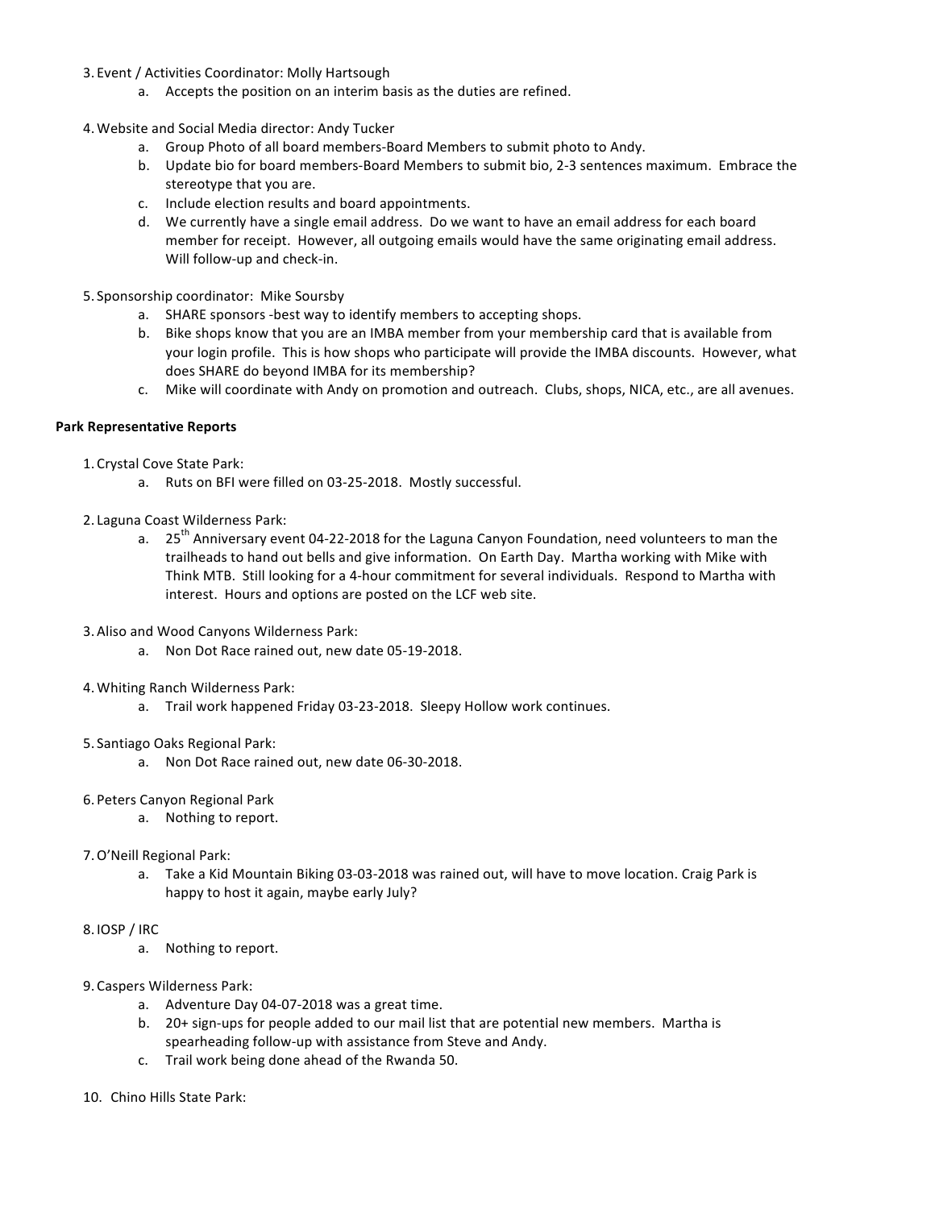3. Event / Activities Coordinator: Molly Hartsough
    a. Accepts the position on an interim basis as the duties are refined.

4. Website and Social Media director: Andy Tucker
    a. Group Photo of all board members-Board Members to submit photo to Andy.
    b. Update bio for board members-Board Members to submit bio, 2-3 sentences maximum. Embrace the stereotype that you are.
    c. Include election results and board appointments.
    d. We currently have a single email address. Do we want to have an email address for each board member for receipt. However, all outgoing emails would have the same originating email address. Will follow-up and check-in.

5. Sponsorship coordinator: Mike Soursby
    a. SHARE sponsors -best way to identify members to accepting shops.
    b. Bike shops know that you are an IMBA member from your membership card that is available from your login profile. This is how shops who participate will provide the IMBA discounts. However, what does SHARE do beyond IMBA for its membership?
    c. Mike will coordinate with Andy on promotion and outreach. Clubs, shops, NICA, etc., are all avenues.

**Park Representative Reports**

1. Crystal Cove State Park:
    a. Ruts on BFI were filled on 03-25-2018. Mostly successful.

2. Laguna Coast Wilderness Park:
    a. 25th Anniversary event 04-22-2018 for the Laguna Canyon Foundation, need volunteers to man the trailheads to hand out bells and give information. On Earth Day. Martha working with Mike with Think MTB. Still looking for a 4-hour commitment for several individuals. Respond to Martha with interest. Hours and options are posted on the LCF web site.

3. Aliso and Wood Canyons Wilderness Park:
    a. Non Dot Race rained out, new date 05-19-2018.

4. Whiting Ranch Wilderness Park:
    a. Trail work happened Friday 03-23-2018. Sleepy Hollow work continues.

5. Santiago Oaks Regional Park:
    a. Non Dot Race rained out, new date 06-30-2018.

6. Peters Canyon Regional Park
    a. Nothing to report.

7. O'Neill Regional Park:
    a. Take a Kid Mountain Biking 03-03-2018 was rained out, will have to move location. Craig Park is happy to host it again, maybe early July?

8. IOSP / IRC
    a. Nothing to report.

9. Caspers Wilderness Park:
    a. Adventure Day 04-07-2018 was a great time.
    b. 20+ sign-ups for people added to our mail list that are potential new members. Martha is spearheading follow-up with assistance from Steve and Andy.
    c. Trail work being done ahead of the Rwanda 50.

10. Chino Hills State Park: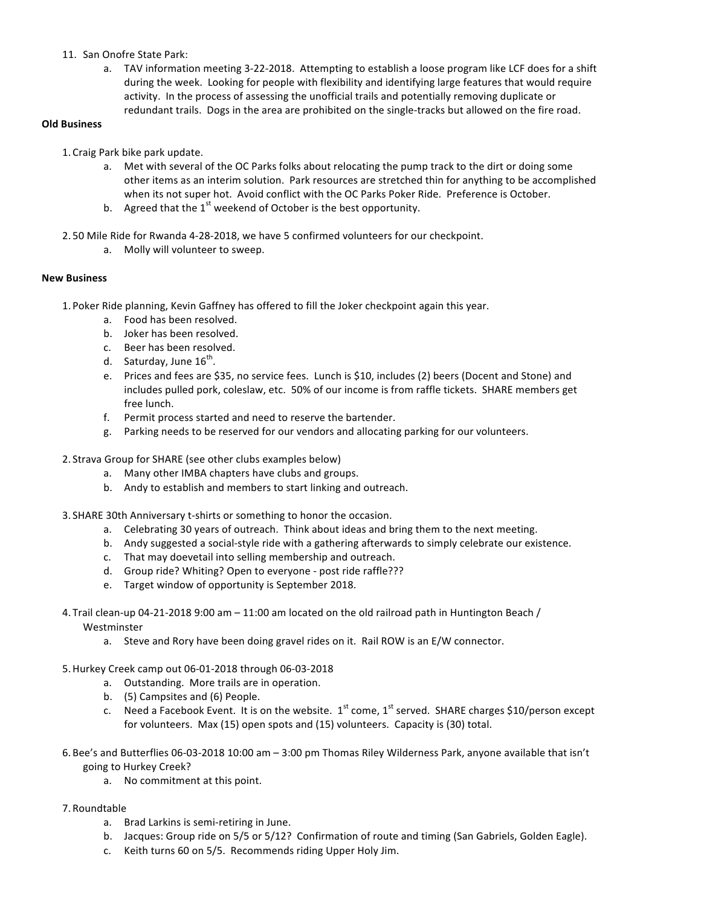11. San Onofre State Park:
    a. TAV information meeting 3-22-2018. Attempting to establish a loose program like LCF does for a shift during the week. Looking for people with flexibility and identifying large features that would require activity. In the process of assessing the unofficial trails and potentially removing duplicate or redundant trails. Dogs in the area are prohibited on the single-tracks but allowed on the fire road.

**Old Business**

1. Craig Park bike park update.
    a. Met with several of the OC Parks folks about relocating the pump track to the dirt or doing some other items as an interim solution. Park resources are stretched thin for anything to be accomplished when its not super hot. Avoid conflict with the OC Parks Poker Ride. Preference is October.
    b. Agreed that the 1st weekend of October is the best opportunity.
2. 50 Mile Ride for Rwanda 4-28-2018, we have 5 confirmed volunteers for our checkpoint.
    a. Molly will volunteer to sweep.

**New Business**

1. Poker Ride planning, Kevin Gaffney has offered to fill the Joker checkpoint again this year.
    a. Food has been resolved.
    b. Joker has been resolved.
    c. Beer has been resolved.
    d. Saturday, June 16th.
    e. Prices and fees are $35, no service fees. Lunch is $10, includes (2) beers (Docent and Stone) and includes pulled pork, coleslaw, etc. 50% of our income is from raffle tickets. SHARE members get free lunch.
    f. Permit process started and need to reserve the bartender.
    g. Parking needs to be reserved for our vendors and allocating parking for our volunteers.
2. Strava Group for SHARE (see other clubs examples below)
    a. Many other IMBA chapters have clubs and groups.
    b. Andy to establish and members to start linking and outreach.
3. SHARE 30th Anniversary t-shirts or something to honor the occasion.
    a. Celebrating 30 years of outreach. Think about ideas and bring them to the next meeting.
    b. Andy suggested a social-style ride with a gathering afterwards to simply celebrate our existence.
    c. That may doevetail into selling membership and outreach.
    d. Group ride? Whiting? Open to everyone - post ride raffle???
    e. Target window of opportunity is September 2018.
4. Trail clean-up 04-21-2018 9:00 am – 11:00 am located on the old railroad path in Huntington Beach / Westminster
    a. Steve and Rory have been doing gravel rides on it. Rail ROW is an E/W connector.
5. Hurkey Creek camp out 06-01-2018 through 06-03-2018
    a. Outstanding. More trails are in operation.
    b. (5) Campsites and (6) People.
    c. Need a Facebook Event. It is on the website. 1st come, 1st served. SHARE charges $10/person except for volunteers. Max (15) open spots and (15) volunteers. Capacity is (30) total.
6. Bee's and Butterflies 06-03-2018 10:00 am – 3:00 pm Thomas Riley Wilderness Park, anyone available that isn't going to Hurkey Creek?
    a. No commitment at this point.
7. Roundtable
    a. Brad Larkins is semi-retiring in June.
    b. Jacques: Group ride on 5/5 or 5/12? Confirmation of route and timing (San Gabriels, Golden Eagle).
    c. Keith turns 60 on 5/5. Recommends riding Upper Holy Jim.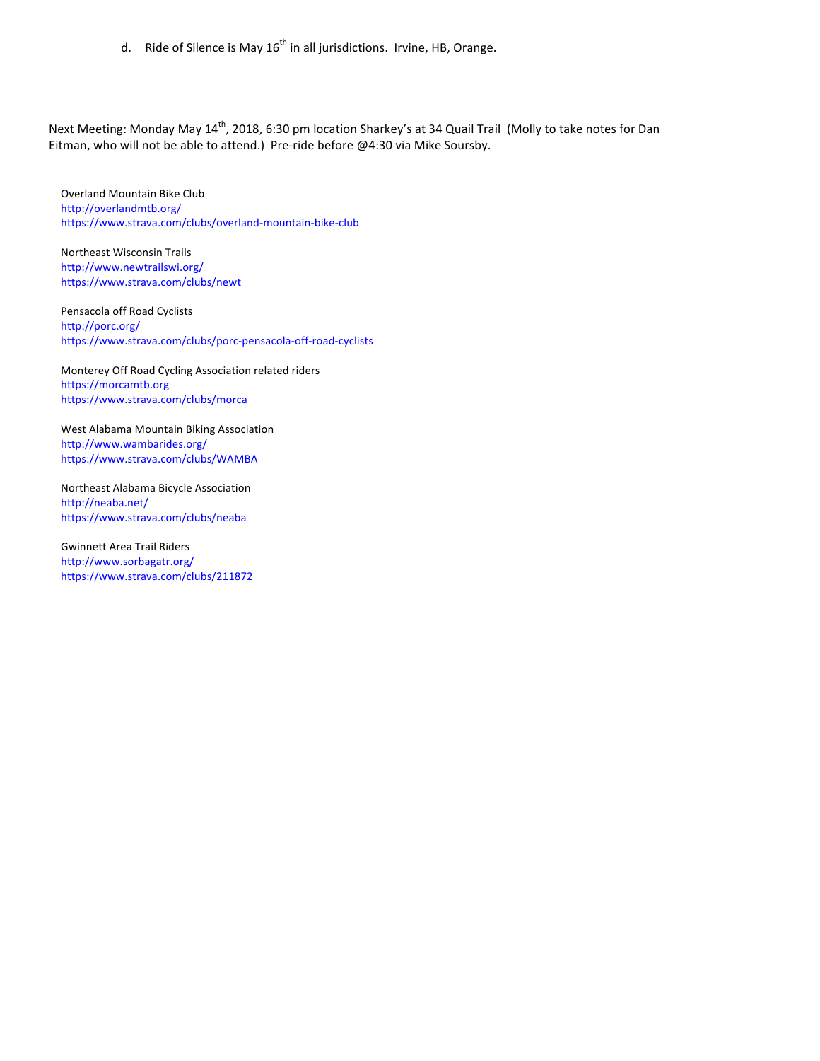d. Ride of Silence is May 16th in all jurisdictions. Irvine, HB, Orange.

Next Meeting: Monday May 14th, 2018, 6:30 pm location Sharkey's at 34 Quail Trail (Molly to take notes for Dan Eitman, who will not be able to attend.) Pre-ride before @4:30 via Mike Soursby.

Overland Mountain Bike Club
http://overlandmtb.org/
https://www.strava.com/clubs/overland-mountain-bike-club

Northeast Wisconsin Trails
http://www.newtrailswi.org/
https://www.strava.com/clubs/newt

Pensacola off Road Cyclists
http://porc.org/
https://www.strava.com/clubs/porc-pensacola-off-road-cyclists

Monterey Off Road Cycling Association related riders
https://morcamtb.org
https://www.strava.com/clubs/morca

West Alabama Mountain Biking Association
http://www.wambarides.org/
https://www.strava.com/clubs/WAMBA

Northeast Alabama Bicycle Association
http://neaba.net/
https://www.strava.com/clubs/neaba

Gwinnett Area Trail Riders
http://www.sorbagatr.org/
https://www.strava.com/clubs/211872